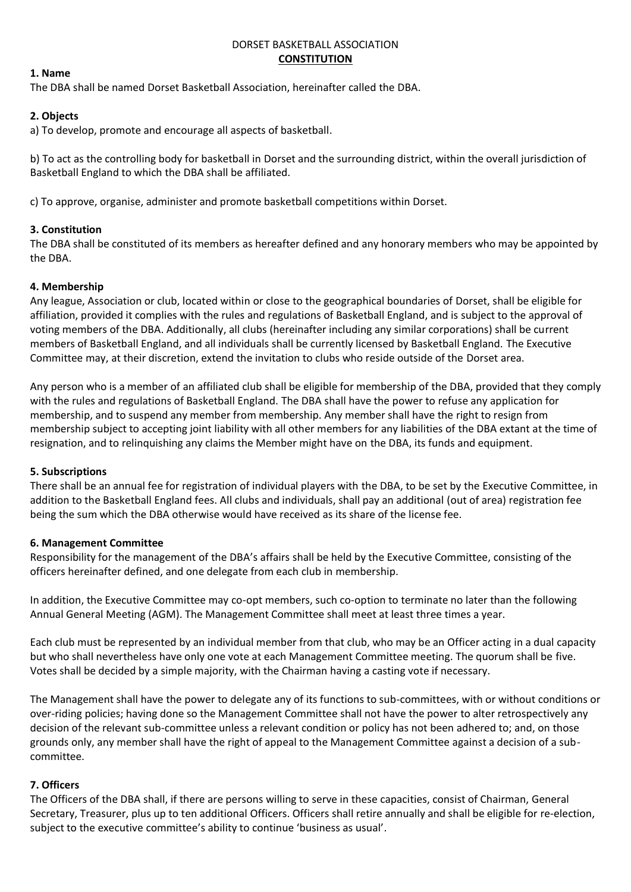DORSET BASKETBALL ASSOCIATION

# **CONSTITUTION**

**1. Name**

The DBA shall be named Dorset Basketball Association, hereinafter called the DBA.

**2. Objects**

a) To develop, promote and encourage all aspects of basketball.

b) To act as the controlling body for basketball in Dorset and the surrounding district, within the overall jurisdiction of Basketball England to which the DBA shall be affiliated.

c) To approve, organise, administer and promote basketball competitions within Dorset.

**3. Constitution**

The DBA shall be constituted of its members as hereafter defined and any honorary members who may be appointed by the DBA.

**4. Membership**

Any league, Association or club, located within or close to the geographical boundaries of Dorset, shall be eligible for affiliation, provided it complies with the rules and regulations of Basketball England, and is subject to the approval of voting members of the DBA. Additionally, all clubs (hereinafter including any similar corporations) shall be current members of Basketball England, and all individuals shall be currently licensed by Basketball England. The Executive Committee may, at their discretion, extend the invitation to clubs who reside outside of the Dorset area.

Any person who is a member of an affiliated club shall be eligible for membership of the DBA, provided that they comply with the rules and regulations of Basketball England. The DBA shall have the power to refuse any application for membership, and to suspend any member from membership. Any member shall have the right to resign from membership subject to accepting joint liability with all other members for any liabilities of the DBA extant at the time of resignation, and to relinquishing any claims the Member might have on the DBA, its funds and equipment.

**5. Subscriptions**

There shall be an annual fee for registration of individual players with the DBA, to be set by the Executive Committee, in addition to the Basketball England fees. All clubs and individuals, shall pay an additional (out of area) registration fee being the sum which the DBA otherwise would have received as its share of the license fee.

**6. Management Committee**

Responsibility for the management of the DBA's affairs shall be held by the Executive Committee, consisting of the officers hereinafter defined, and one delegate from each club in membership.

In addition, the Executive Committee may co-opt members, such co-option to terminate no later than the following Annual General Meeting (AGM). The Management Committee shall meet at least three times a year.

Each club must be represented by an individual member from that club, who may be an Officer acting in a dual capacity but who shall nevertheless have only one vote at each Management Committee meeting. The quorum shall be five. Votes shall be decided by a simple majority, with the Chairman having a casting vote if necessary.

The Management shall have the power to delegate any of its functions to sub-committees, with or without conditions or over-riding policies; having done so the Management Committee shall not have the power to alter retrospectively any decision of the relevant sub-committee unless a relevant condition or policy has not been adhered to; and, on those grounds only, any member shall have the right of appeal to the Management Committee against a decision of a sub-committee.

**7. Officers**

The Officers of the DBA shall, if there are persons willing to serve in these capacities, consist of Chairman, General Secretary, Treasurer, plus up to ten additional Officers. Officers shall retire annually and shall be eligible for re-election, subject to the executive committee's ability to continue 'business as usual'.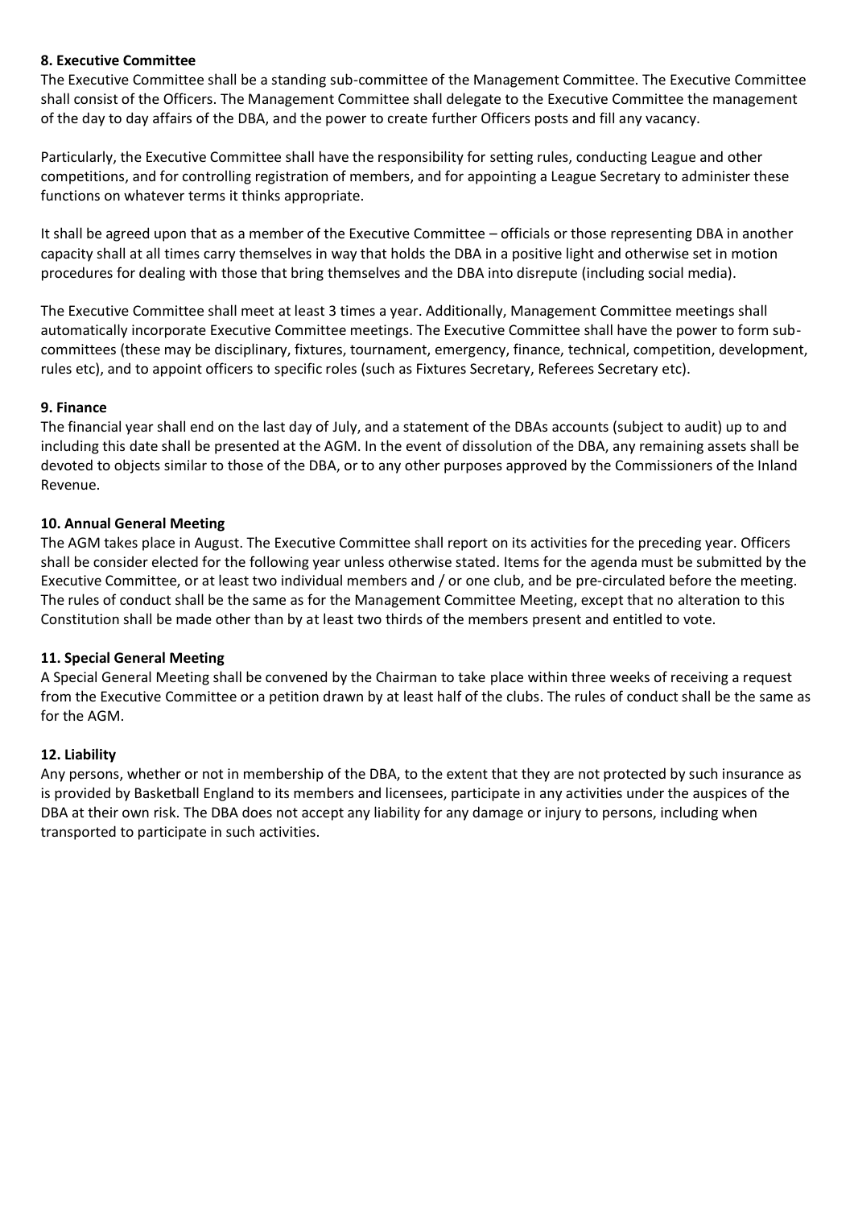**8. Executive Committee**

The Executive Committee shall be a standing sub-committee of the Management Committee. The Executive Committee shall consist of the Officers. The Management Committee shall delegate to the Executive Committee the management of the day to day affairs of the DBA, and the power to create further Officers posts and fill any vacancy.

Particularly, the Executive Committee shall have the responsibility for setting rules, conducting League and other competitions, and for controlling registration of members, and for appointing a League Secretary to administer these functions on whatever terms it thinks appropriate.

It shall be agreed upon that as a member of the Executive Committee – officials or those representing DBA in another capacity shall at all times carry themselves in way that holds the DBA in a positive light and otherwise set in motion procedures for dealing with those that bring themselves and the DBA into disrepute (including social media).

The Executive Committee shall meet at least 3 times a year. Additionally, Management Committee meetings shall automatically incorporate Executive Committee meetings. The Executive Committee shall have the power to form sub-committees (these may be disciplinary, fixtures, tournament, emergency, finance, technical, competition, development, rules etc), and to appoint officers to specific roles (such as Fixtures Secretary, Referees Secretary etc).

**9. Finance**

The financial year shall end on the last day of July, and a statement of the DBAs accounts (subject to audit) up to and including this date shall be presented at the AGM. In the event of dissolution of the DBA, any remaining assets shall be devoted to objects similar to those of the DBA, or to any other purposes approved by the Commissioners of the Inland Revenue.

**10. Annual General Meeting**

The AGM takes place in August. The Executive Committee shall report on its activities for the preceding year. Officers shall be consider elected for the following year unless otherwise stated. Items for the agenda must be submitted by the Executive Committee, or at least two individual members and / or one club, and be pre-circulated before the meeting. The rules of conduct shall be the same as for the Management Committee Meeting, except that no alteration to this Constitution shall be made other than by at least two thirds of the members present and entitled to vote.

**11. Special General Meeting**

A Special General Meeting shall be convened by the Chairman to take place within three weeks of receiving a request from the Executive Committee or a petition drawn by at least half of the clubs. The rules of conduct shall be the same as for the AGM.

**12. Liability**

Any persons, whether or not in membership of the DBA, to the extent that they are not protected by such insurance as is provided by Basketball England to its members and licensees, participate in any activities under the auspices of the DBA at their own risk. The DBA does not accept any liability for any damage or injury to persons, including when transported to participate in such activities.